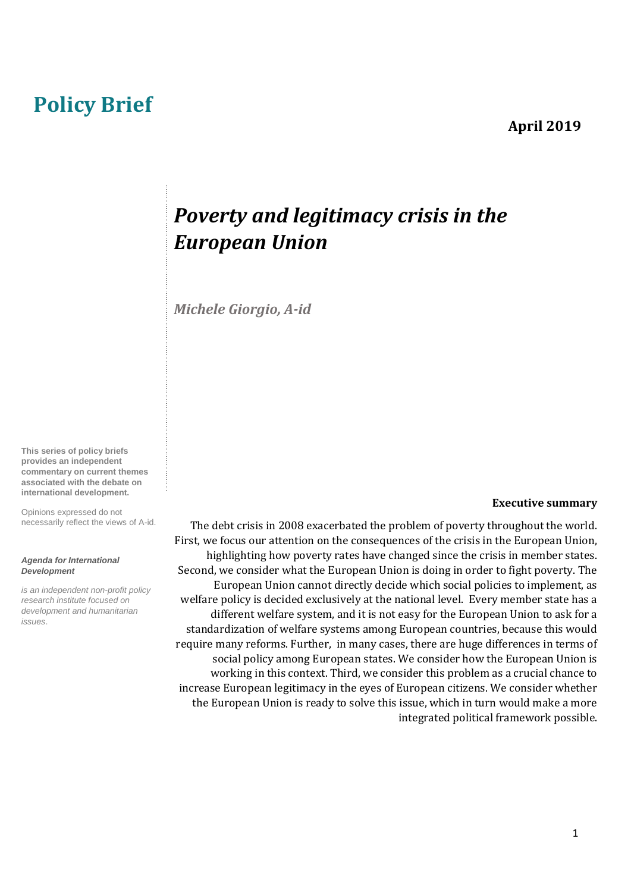# Policy Brief

**April 2019**

## *Poverty and legitimacy crisis in the European Union*

***Michele Giorgio, A-id***

**This series of policy briefs provides an independent commentary on current themes associated with the debate on international development.**

Opinions expressed do not necessarily reflect the views of A-id.

***Agenda for International Development***

*is an independent non-profit policy research institute focused on development and humanitarian issues.*

**Executive summary**

The debt crisis in 2008 exacerbated the problem of poverty throughout the world. First, we focus our attention on the consequences of the crisis in the European Union, highlighting how poverty rates have changed since the crisis in member states. Second, we consider what the European Union is doing in order to fight poverty. The European Union cannot directly decide which social policies to implement, as welfare policy is decided exclusively at the national level. Every member state has a different welfare system, and it is not easy for the European Union to ask for a standardization of welfare systems among European countries, because this would require many reforms. Further, in many cases, there are huge differences in terms of social policy among European states. We consider how the European Union is working in this context. Third, we consider this problem as a crucial chance to increase European legitimacy in the eyes of European citizens. We consider whether the European Union is ready to solve this issue, which in turn would make a more integrated political framework possible.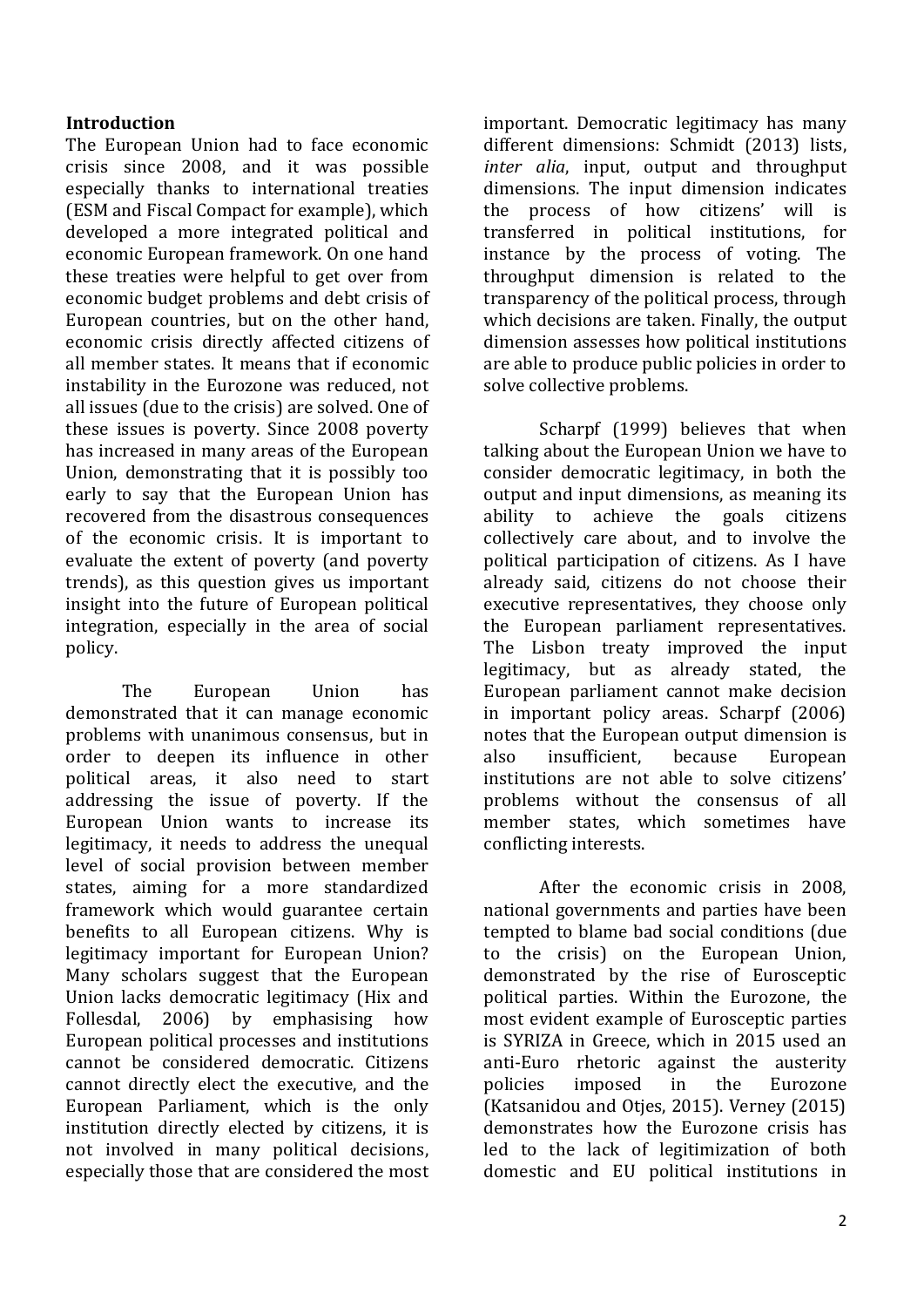## Introduction

The European Union had to face economic crisis since 2008, and it was possible especially thanks to international treaties (ESM and Fiscal Compact for example), which developed a more integrated political and economic European framework. On one hand these treaties were helpful to get over from economic budget problems and debt crisis of European countries, but on the other hand, economic crisis directly affected citizens of all member states. It means that if economic instability in the Eurozone was reduced, not all issues (due to the crisis) are solved. One of these issues is poverty. Since 2008 poverty has increased in many areas of the European Union, demonstrating that it is possibly too early to say that the European Union has recovered from the disastrous consequences of the economic crisis. It is important to evaluate the extent of poverty (and poverty trends), as this question gives us important insight into the future of European political integration, especially in the area of social policy.

The European Union has demonstrated that it can manage economic problems with unanimous consensus, but in order to deepen its influence in other political areas, it also need to start addressing the issue of poverty. If the European Union wants to increase its legitimacy, it needs to address the unequal level of social provision between member states, aiming for a more standardized framework which would guarantee certain benefits to all European citizens. Why is legitimacy important for European Union? Many scholars suggest that the European Union lacks democratic legitimacy (Hix and Follesdal, 2006) by emphasising how European political processes and institutions cannot be considered democratic. Citizens cannot directly elect the executive, and the European Parliament, which is the only institution directly elected by citizens, it is not involved in many political decisions, especially those that are considered the most important. Democratic legitimacy has many different dimensions: Schmidt (2013) lists, *inter alia*, input, output and throughput dimensions. The input dimension indicates the process of how citizens' will is transferred in political institutions, for instance by the process of voting. The throughput dimension is related to the transparency of the political process, through which decisions are taken. Finally, the output dimension assesses how political institutions are able to produce public policies in order to solve collective problems.

Scharpf (1999) believes that when talking about the European Union we have to consider democratic legitimacy, in both the output and input dimensions, as meaning its ability to achieve the goals citizens collectively care about, and to involve the political participation of citizens. As I have already said, citizens do not choose their executive representatives, they choose only the European parliament representatives. The Lisbon treaty improved the input legitimacy, but as already stated, the European parliament cannot make decision in important policy areas. Scharpf (2006) notes that the European output dimension is also insufficient, because European institutions are not able to solve citizens' problems without the consensus of all member states, which sometimes have conflicting interests.

After the economic crisis in 2008, national governments and parties have been tempted to blame bad social conditions (due to the crisis) on the European Union, demonstrated by the rise of Eurosceptic political parties. Within the Eurozone, the most evident example of Eurosceptic parties is SYRIZA in Greece, which in 2015 used an anti-Euro rhetoric against the austerity policies imposed in the Eurozone (Katsanidou and Otjes, 2015). Verney (2015) demonstrates how the Eurozone crisis has led to the lack of legitimization of both domestic and EU political institutions in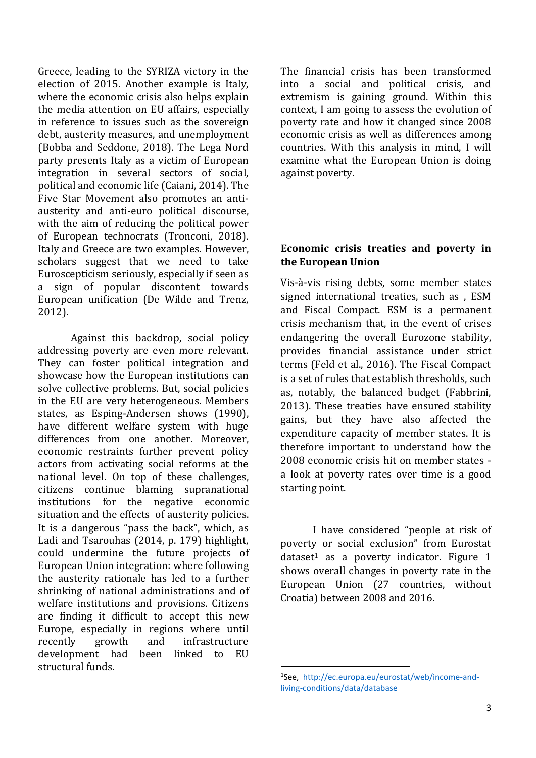Greece, leading to the SYRIZA victory in the election of 2015. Another example is Italy, where the economic crisis also helps explain the media attention on EU affairs, especially in reference to issues such as the sovereign debt, austerity measures, and unemployment (Bobba and Seddone, 2018). The Lega Nord party presents Italy as a victim of European integration in several sectors of social, political and economic life (Caiani, 2014). The Five Star Movement also promotes an anti-austerity and anti-euro political discourse, with the aim of reducing the political power of European technocrats (Tronconi, 2018). Italy and Greece are two examples. However, scholars suggest that we need to take Euroscepticism seriously, especially if seen as a sign of popular discontent towards European unification (De Wilde and Trenz, 2012).

Against this backdrop, social policy addressing poverty are even more relevant. They can foster political integration and showcase how the European institutions can solve collective problems. But, social policies in the EU are very heterogeneous. Members states, as Esping-Andersen shows (1990), have different welfare system with huge differences from one another. Moreover, economic restraints further prevent policy actors from activating social reforms at the national level. On top of these challenges, citizens continue blaming supranational institutions for the negative economic situation and the effects of austerity policies. It is a dangerous "pass the back", which, as Ladi and Tsarouhas (2014, p. 179) highlight, could undermine the future projects of European Union integration: where following the austerity rationale has led to a further shrinking of national administrations and of welfare institutions and provisions. Citizens are finding it difficult to accept this new Europe, especially in regions where until recently growth and infrastructure development had been linked to EU structural funds.

The financial crisis has been transformed into a social and political crisis, and extremism is gaining ground. Within this context, I am going to assess the evolution of poverty rate and how it changed since 2008 economic crisis as well as differences among countries. With this analysis in mind, I will examine what the European Union is doing against poverty.

## Economic crisis treaties and poverty in the European Union

Vis-à-vis rising debts, some member states signed international treaties, such as , ESM and Fiscal Compact. ESM is a permanent crisis mechanism that, in the event of crises endangering the overall Eurozone stability, provides financial assistance under strict terms (Feld et al., 2016). The Fiscal Compact is a set of rules that establish thresholds, such as, notably, the balanced budget (Fabbrini, 2013). These treaties have ensured stability gains, but they have also affected the expenditure capacity of member states. It is therefore important to understand how the 2008 economic crisis hit on member states - a look at poverty rates over time is a good starting point.

I have considered "people at risk of poverty or social exclusion" from Eurostat dataset[1] as a poverty indicator. Figure 1 shows overall changes in poverty rate in the European Union (27 countries, without Croatia) between 2008 and 2016.

[1] See, http://ec.europa.eu/eurostat/web/income-and-living-conditions/data/database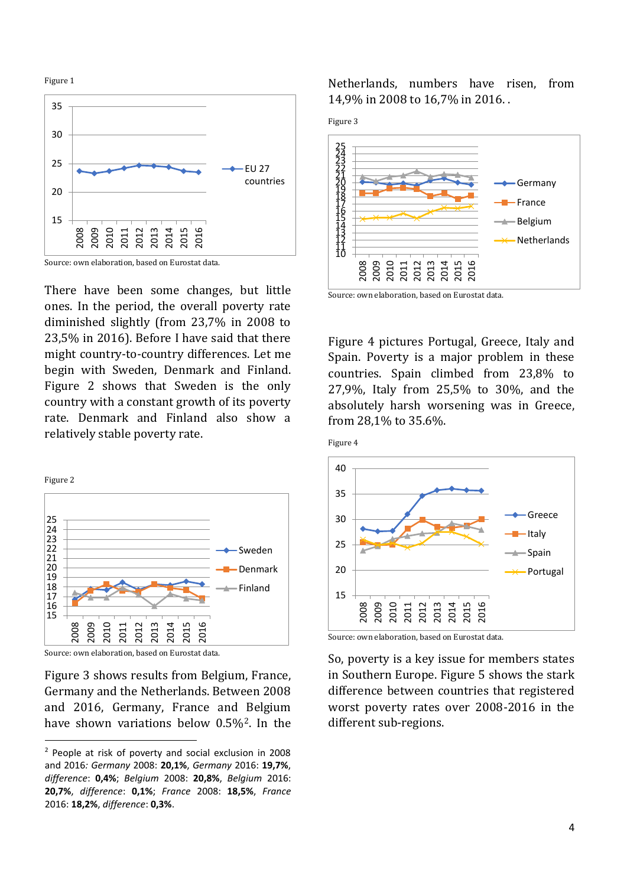Figure 1

Source: own elaboration, based on Eurostat data.

There have been some changes, but little ones. In the period, the overall poverty rate diminished slightly (from 23,7% in 2008 to 23,5% in 2016). Before I have said that there might country-to-country differences. Let me begin with Sweden, Denmark and Finland. Figure 2 shows that Sweden is the only country with a constant growth of its poverty rate. Denmark and Finland also show a relatively stable poverty rate.

Figure 2

Source: own elaboration, based on Eurostat data.

Figure 3 shows results from Belgium, France, Germany and the Netherlands. Between 2008 and 2016, Germany, France and Belgium have shown variations below 0.5%[2]. In the Netherlands, numbers have risen, from 14,9% in 2008 to 16,7% in 2016. .

Figure 3

Source: own elaboration, based on Eurostat data.

Figure 4 pictures Portugal, Greece, Italy and Spain. Poverty is a major problem in these countries. Spain climbed from 23,8% to 27,9%, Italy from 25,5% to 30%, and the absolutely harsh worsening was in Greece, from 28,1% to 35.6%.

Figure 4

Source: own elaboration, based on Eurostat data.

So, poverty is a key issue for members states in Southern Europe. Figure 5 shows the stark difference between countries that registered worst poverty rates over 2008-2016 in the different sub-regions.

[2] People at risk of poverty and social exclusion in 2008 and 2016: *Germany* 2008: **20,1%**, *Germany* 2016: **19,7%**, *difference*: **0,4%**; *Belgium* 2008: **20,8%**, *Belgium* 2016: **20,7%**, *difference*: **0,1%**; *France* 2008: **18,5%**, *France* 2016: **18,2%**, *difference*: **0,3%**.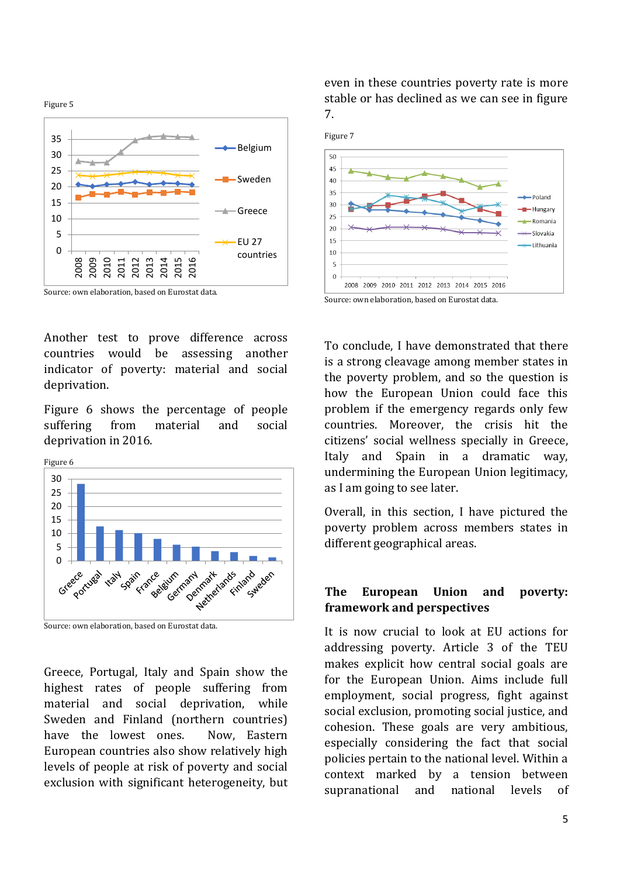Figure 5

Source: own elaboration, based on Eurostat data.

Another test to prove difference across countries would be assessing another indicator of poverty: material and social deprivation.

Figure 6 shows the percentage of people suffering from material and social deprivation in 2016.

Figure 6

Source: own elaboration, based on Eurostat data.

Greece, Portugal, Italy and Spain show the highest rates of people suffering from material and social deprivation, while Sweden and Finland (northern countries) have the lowest ones. Now, Eastern European countries also show relatively high levels of people at risk of poverty and social exclusion with significant heterogeneity, but even in these countries poverty rate is more stable or has declined as we can see in figure 7.

Figure 7

Source: own elaboration, based on Eurostat data.

To conclude, I have demonstrated that there is a strong cleavage among member states in the poverty problem, and so the question is how the European Union could face this problem if the emergency regards only few countries. Moreover, the crisis hit the citizens' social wellness specially in Greece, Italy and Spain in a dramatic way, undermining the European Union legitimacy, as I am going to see later.

Overall, in this section, I have pictured the poverty problem across members states in different geographical areas.

## The European Union and poverty: framework and perspectives

It is now crucial to look at EU actions for addressing poverty. Article 3 of the TEU makes explicit how central social goals are for the European Union. Aims include full employment, social progress, fight against social exclusion, promoting social justice, and cohesion. These goals are very ambitious, especially considering the fact that social policies pertain to the national level. Within a context marked by a tension between supranational and national levels of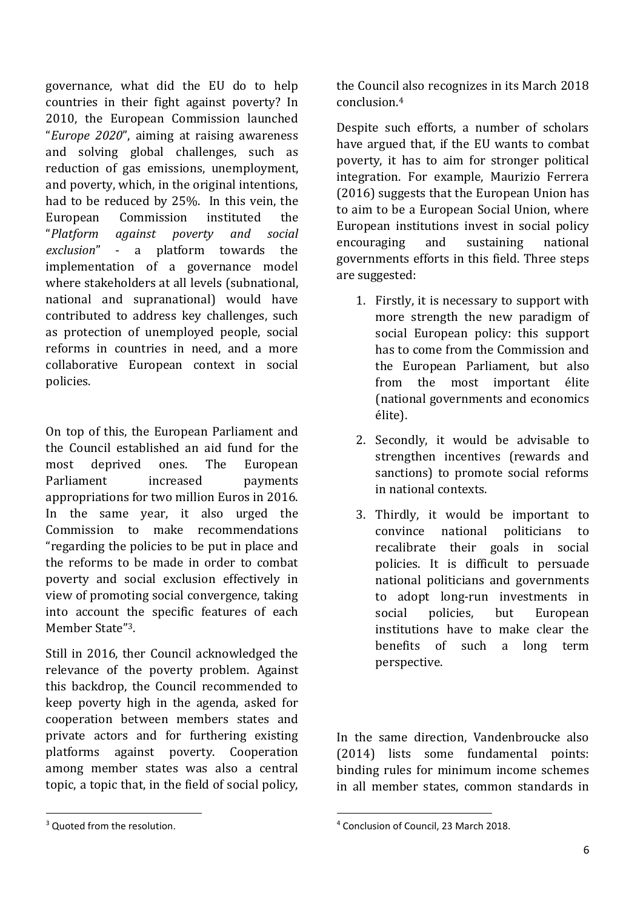governance, what did the EU do to help countries in their fight against poverty? In 2010, the European Commission launched "*Europe 2020*", aiming at raising awareness and solving global challenges, such as reduction of gas emissions, unemployment, and poverty, which, in the original intentions, had to be reduced by 25%. In this vein, the European Commission instituted the "*Platform against poverty and social exclusion*" - a platform towards the implementation of a governance model where stakeholders at all levels (subnational, national and supranational) would have contributed to address key challenges, such as protection of unemployed people, social reforms in countries in need, and a more collaborative European context in social policies.

On top of this, the European Parliament and the Council established an aid fund for the most deprived ones. The European Parliament increased payments appropriations for two million Euros in 2016. In the same year, it also urged the Commission to make recommendations "regarding the policies to be put in place and the reforms to be made in order to combat poverty and social exclusion effectively in view of promoting social convergence, taking into account the specific features of each Member State"[3].

Still in 2016, ther Council acknowledged the relevance of the poverty problem. Against this backdrop, the Council recommended to keep poverty high in the agenda, asked for cooperation between members states and private actors and for furthering existing platforms against poverty. Cooperation among member states was also a central topic, a topic that, in the field of social policy, the Council also recognizes in its March 2018 conclusion.[4]

Despite such efforts, a number of scholars have argued that, if the EU wants to combat poverty, it has to aim for stronger political integration. For example, Maurizio Ferrera (2016) suggests that the European Union has to aim to be a European Social Union, where European institutions invest in social policy encouraging and sustaining national governments efforts in this field. Three steps are suggested:

1. Firstly, it is necessary to support with more strength the new paradigm of social European policy: this support has to come from the Commission and the European Parliament, but also from the most important élite (national governments and economics élite).
2. Secondly, it would be advisable to strengthen incentives (rewards and sanctions) to promote social reforms in national contexts.
3. Thirdly, it would be important to convince national politicians to recalibrate their goals in social policies. It is difficult to persuade national politicians and governments to adopt long-run investments in social policies, but European institutions have to make clear the benefits of such a long term perspective.

In the same direction, Vandenbroucke also (2014) lists some fundamental points: binding rules for minimum income schemes in all member states, common standards in

[3] Quoted from the resolution.

[4] Conclusion of Council, 23 March 2018.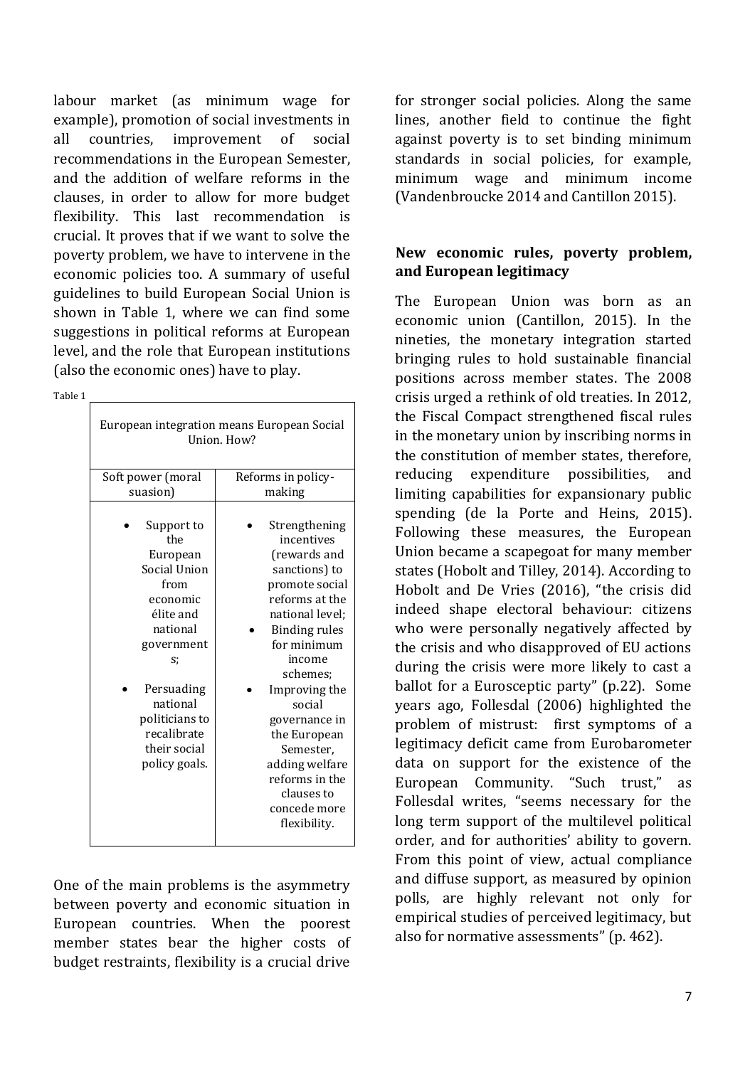labour market (as minimum wage for example), promotion of social investments in all countries, improvement of social recommendations in the European Semester, and the addition of welfare reforms in the clauses, in order to allow for more budget flexibility. This last recommendation is crucial. It proves that if we want to solve the poverty problem, we have to intervene in the economic policies too. A summary of useful guidelines to build European Social Union is shown in Table 1, where we can find some suggestions in political reforms at European level, and the role that European institutions (also the economic ones) have to play.

Table 1

| European integration means European Social Union. How? | |
|---|---|
| Soft power (moral suasion) | Reforms in policy-making |
| • Support to the European Social Union from economic élite and national governments;<br>• Persuading national politicians to recalibrate their social policy goals. | • Strengthening incentives (rewards and sanctions) to promote social reforms at the national level;<br>• Binding rules for minimum income schemes;<br>• Improving the social governance in the European Semester, adding welfare reforms in the clauses to concede more flexibility. |

One of the main problems is the asymmetry between poverty and economic situation in European countries. When the poorest member states bear the higher costs of budget restraints, flexibility is a crucial drive for stronger social policies. Along the same lines, another field to continue the fight against poverty is to set binding minimum standards in social policies, for example, minimum wage and minimum income (Vandenbroucke 2014 and Cantillon 2015).

## New economic rules, poverty problem, and European legitimacy

The European Union was born as an economic union (Cantillon, 2015). In the nineties, the monetary integration started bringing rules to hold sustainable financial positions across member states. The 2008 crisis urged a rethink of old treaties. In 2012, the Fiscal Compact strengthened fiscal rules in the monetary union by inscribing norms in the constitution of member states, therefore, reducing expenditure possibilities, and limiting capabilities for expansionary public spending (de la Porte and Heins, 2015). Following these measures, the European Union became a scapegoat for many member states (Hobolt and Tilley, 2014). According to Hobolt and De Vries (2016), "the crisis did indeed shape electoral behaviour: citizens who were personally negatively affected by the crisis and who disapproved of EU actions during the crisis were more likely to cast a ballot for a Eurosceptic party" (p.22). Some years ago, Follesdal (2006) highlighted the problem of mistrust: first symptoms of a legitimacy deficit came from Eurobarometer data on support for the existence of the European Community. "Such trust," as Follesdal writes, "seems necessary for the long term support of the multilevel political order, and for authorities' ability to govern. From this point of view, actual compliance and diffuse support, as measured by opinion polls, are highly relevant not only for empirical studies of perceived legitimacy, but also for normative assessments" (p. 462).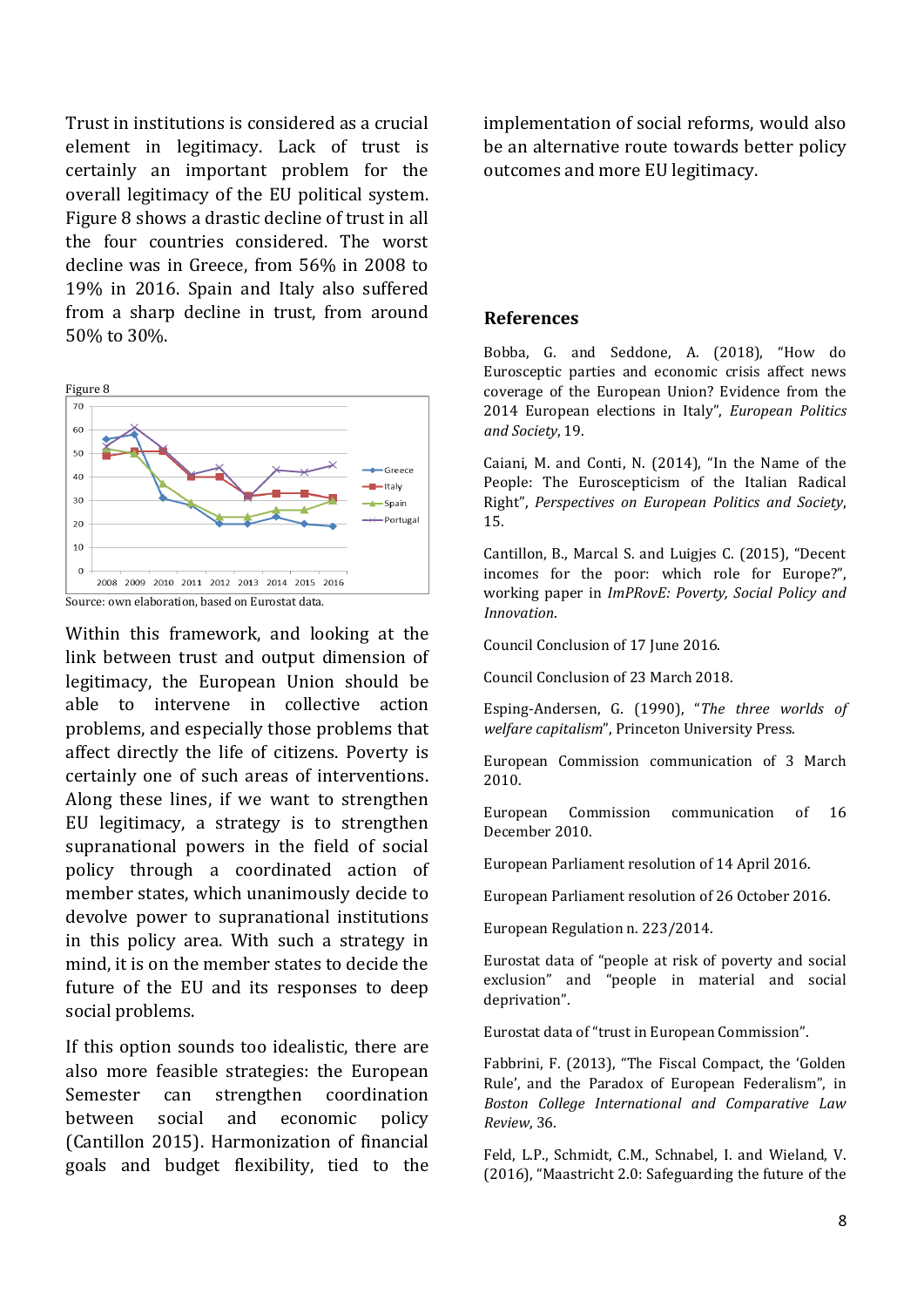Trust in institutions is considered as a crucial element in legitimacy. Lack of trust is certainly an important problem for the overall legitimacy of the EU political system. Figure 8 shows a drastic decline of trust in all the four countries considered. The worst decline was in Greece, from 56% in 2008 to 19% in 2016. Spain and Italy also suffered from a sharp decline in trust, from around 50% to 30%.

Figure 8

Source: own elaboration, based on Eurostat data.

Within this framework, and looking at the link between trust and output dimension of legitimacy, the European Union should be able to intervene in collective action problems, and especially those problems that affect directly the life of citizens. Poverty is certainly one of such areas of interventions. Along these lines, if we want to strengthen EU legitimacy, a strategy is to strengthen supranational powers in the field of social policy through a coordinated action of member states, which unanimously decide to devolve power to supranational institutions in this policy area. With such a strategy in mind, it is on the member states to decide the future of the EU and its responses to deep social problems.

If this option sounds too idealistic, there are also more feasible strategies: the European Semester can strengthen coordination between social and economic policy (Cantillon 2015). Harmonization of financial goals and budget flexibility, tied to the implementation of social reforms, would also be an alternative route towards better policy outcomes and more EU legitimacy.

## References

Bobba, G. and Seddone, A. (2018), "How do Eurosceptic parties and economic crisis affect news coverage of the European Union? Evidence from the 2014 European elections in Italy", *European Politics and Society*, 19.

Caiani, M. and Conti, N. (2014), "In the Name of the People: The Euroscepticism of the Italian Radical Right", *Perspectives on European Politics and Society*, 15.

Cantillon, B., Marcal S. and Luigjes C. (2015), "Decent incomes for the poor: which role for Europe?", working paper in *ImPRovE: Poverty, Social Policy and Innovation*.

Council Conclusion of 17 June 2016.

Council Conclusion of 23 March 2018.

Esping-Andersen, G. (1990), "*The three worlds of welfare capitalism*", Princeton University Press.

European Commission communication of 3 March 2010.

European Commission communication of 16 December 2010.

European Parliament resolution of 14 April 2016.

European Parliament resolution of 26 October 2016.

European Regulation n. 223/2014.

Eurostat data of "people at risk of poverty and social exclusion" and "people in material and social deprivation".

Eurostat data of "trust in European Commission".

Fabbrini, F. (2013), "The Fiscal Compact, the 'Golden Rule', and the Paradox of European Federalism", in *Boston College International and Comparative Law Review*, 36.

Feld, L.P., Schmidt, C.M., Schnabel, I. and Wieland, V. (2016), "Maastricht 2.0: Safeguarding the future of the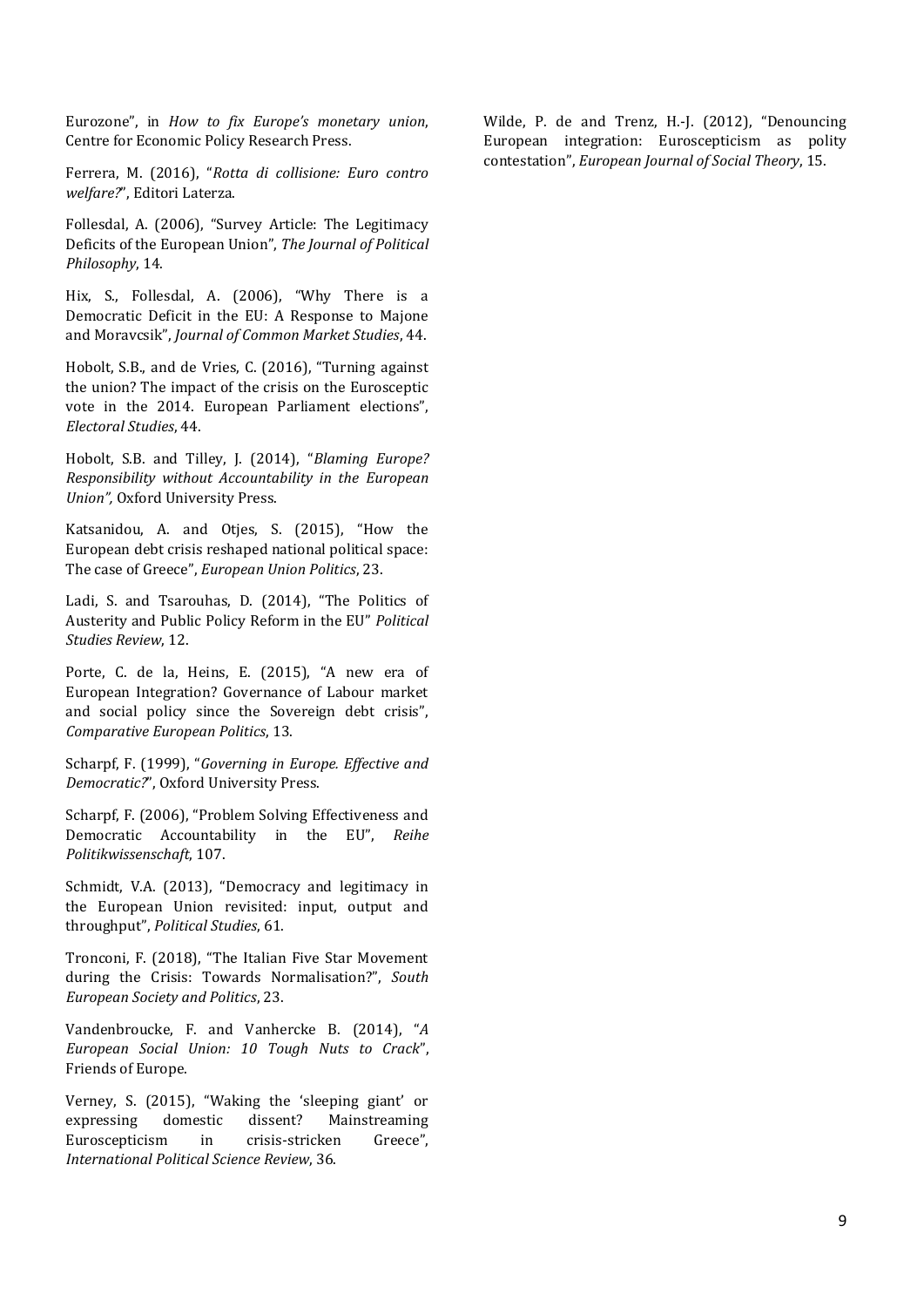Eurozone", in *How to fix Europe's monetary union*, Centre for Economic Policy Research Press.

Ferrera, M. (2016), "*Rotta di collisione: Euro contro welfare?*", Editori Laterza.

Follesdal, A. (2006), "Survey Article: The Legitimacy Deficits of the European Union", *The Journal of Political Philosophy*, 14.

Hix, S., Follesdal, A. (2006), "Why There is a Democratic Deficit in the EU: A Response to Majone and Moravcsik", *Journal of Common Market Studies*, 44.

Hobolt, S.B., and de Vries, C. (2016), "Turning against the union? The impact of the crisis on the Eurosceptic vote in the 2014. European Parliament elections", *Electoral Studies*, 44.

Hobolt, S.B. and Tilley, J. (2014), "*Blaming Europe? Responsibility without Accountability in the European Union",* Oxford University Press.

Katsanidou, A. and Otjes, S. (2015), "How the European debt crisis reshaped national political space: The case of Greece", *European Union Politics*, 23.

Ladi, S. and Tsarouhas, D. (2014), "The Politics of Austerity and Public Policy Reform in the EU" *Political Studies Review*, 12.

Porte, C. de la, Heins, E. (2015), "A new era of European Integration? Governance of Labour market and social policy since the Sovereign debt crisis", *Comparative European Politics*, 13.

Scharpf, F. (1999), "*Governing in Europe. Effective and Democratic?*", Oxford University Press.

Scharpf, F. (2006), "Problem Solving Effectiveness and Democratic Accountability in the EU", *Reihe Politikwissenschaft*, 107.

Schmidt, V.A. (2013), "Democracy and legitimacy in the European Union revisited: input, output and throughput", *Political Studies*, 61.

Tronconi, F. (2018), "The Italian Five Star Movement during the Crisis: Towards Normalisation?", *South European Society and Politics*, 23.

Vandenbroucke, F. and Vanhercke B. (2014), "*A European Social Union: 10 Tough Nuts to Crack*", Friends of Europe.

Verney, S. (2015), "Waking the 'sleeping giant' or expressing domestic dissent? Mainstreaming Euroscepticism in crisis-stricken Greece", *International Political Science Review*, 36.

Wilde, P. de and Trenz, H.-J. (2012), "Denouncing European integration: Euroscepticism as polity contestation", *European Journal of Social Theory*, 15.